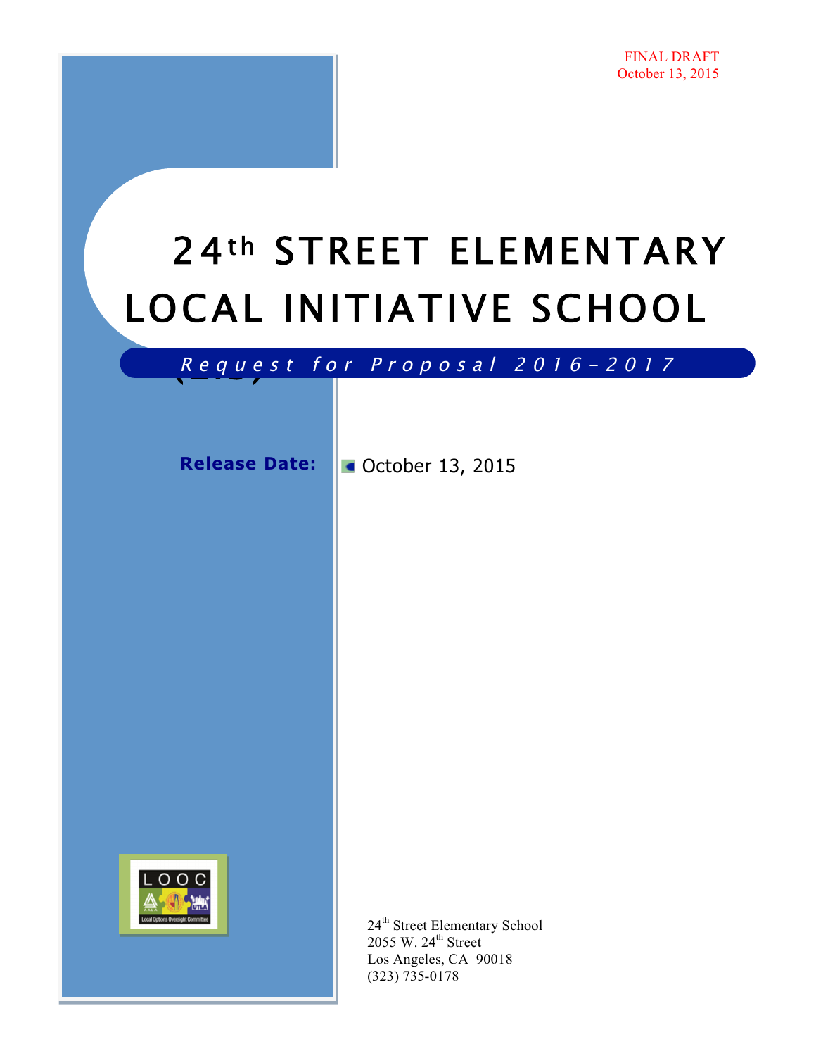FINAL DRAFT
October 13, 2015

# 24th STREET ELEMENTARY LOCAL INITIATIVE SCHOOL

*Request for Proposal 2016-2017*

**Release Date:** October 13, 2015

LOOC
Local Options Oversight Committee

24th Street Elementary School
2055 W. 24th Street
Los Angeles, CA 90018
(323) 735-0178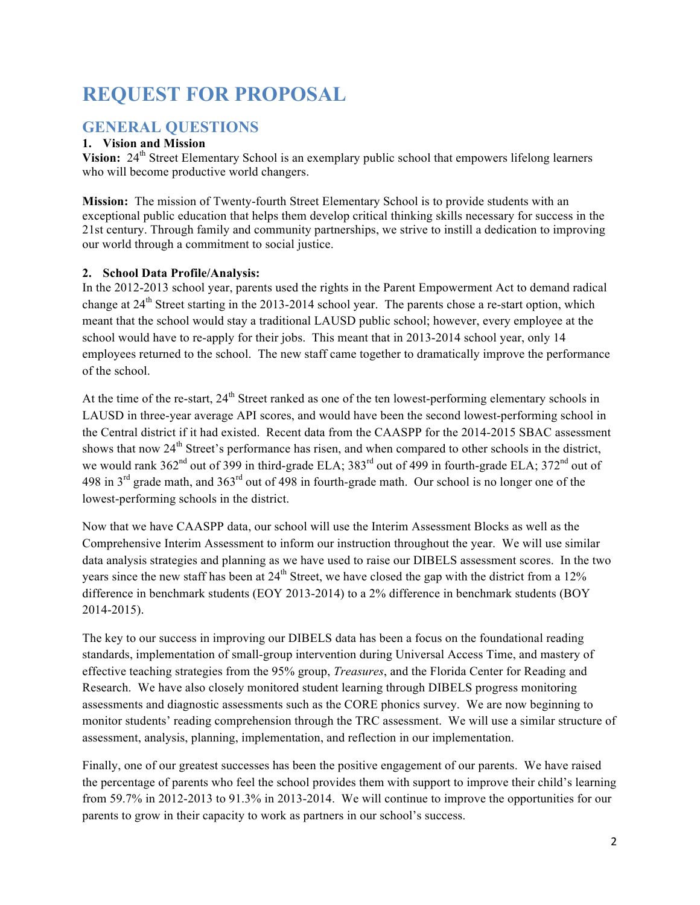# REQUEST FOR PROPOSAL

## GENERAL QUESTIONS

**1. Vision and Mission**

**Vision:** 24th Street Elementary School is an exemplary public school that empowers lifelong learners who will become productive world changers.

**Mission:** The mission of Twenty-fourth Street Elementary School is to provide students with an exceptional public education that helps them develop critical thinking skills necessary for success in the 21st century. Through family and community partnerships, we strive to instill a dedication to improving our world through a commitment to social justice.

**2. School Data Profile/Analysis:**

In the 2012-2013 school year, parents used the rights in the Parent Empowerment Act to demand radical change at 24th Street starting in the 2013-2014 school year. The parents chose a re-start option, which meant that the school would stay a traditional LAUSD public school; however, every employee at the school would have to re-apply for their jobs. This meant that in 2013-2014 school year, only 14 employees returned to the school. The new staff came together to dramatically improve the performance of the school.

At the time of the re-start, 24th Street ranked as one of the ten lowest-performing elementary schools in LAUSD in three-year average API scores, and would have been the second lowest-performing school in the Central district if it had existed. Recent data from the CAASPP for the 2014-2015 SBAC assessment shows that now 24th Street's performance has risen, and when compared to other schools in the district, we would rank 362nd out of 399 in third-grade ELA; 383rd out of 499 in fourth-grade ELA; 372nd out of 498 in 3rd grade math, and 363rd out of 498 in fourth-grade math. Our school is no longer one of the lowest-performing schools in the district.

Now that we have CAASPP data, our school will use the Interim Assessment Blocks as well as the Comprehensive Interim Assessment to inform our instruction throughout the year. We will use similar data analysis strategies and planning as we have used to raise our DIBELS assessment scores. In the two years since the new staff has been at 24th Street, we have closed the gap with the district from a 12% difference in benchmark students (EOY 2013-2014) to a 2% difference in benchmark students (BOY 2014-2015).

The key to our success in improving our DIBELS data has been a focus on the foundational reading standards, implementation of small-group intervention during Universal Access Time, and mastery of effective teaching strategies from the 95% group, *Treasures*, and the Florida Center for Reading and Research. We have also closely monitored student learning through DIBELS progress monitoring assessments and diagnostic assessments such as the CORE phonics survey. We are now beginning to monitor students' reading comprehension through the TRC assessment. We will use a similar structure of assessment, analysis, planning, implementation, and reflection in our implementation.

Finally, one of our greatest successes has been the positive engagement of our parents. We have raised the percentage of parents who feel the school provides them with support to improve their child's learning from 59.7% in 2012-2013 to 91.3% in 2013-2014. We will continue to improve the opportunities for our parents to grow in their capacity to work as partners in our school's success.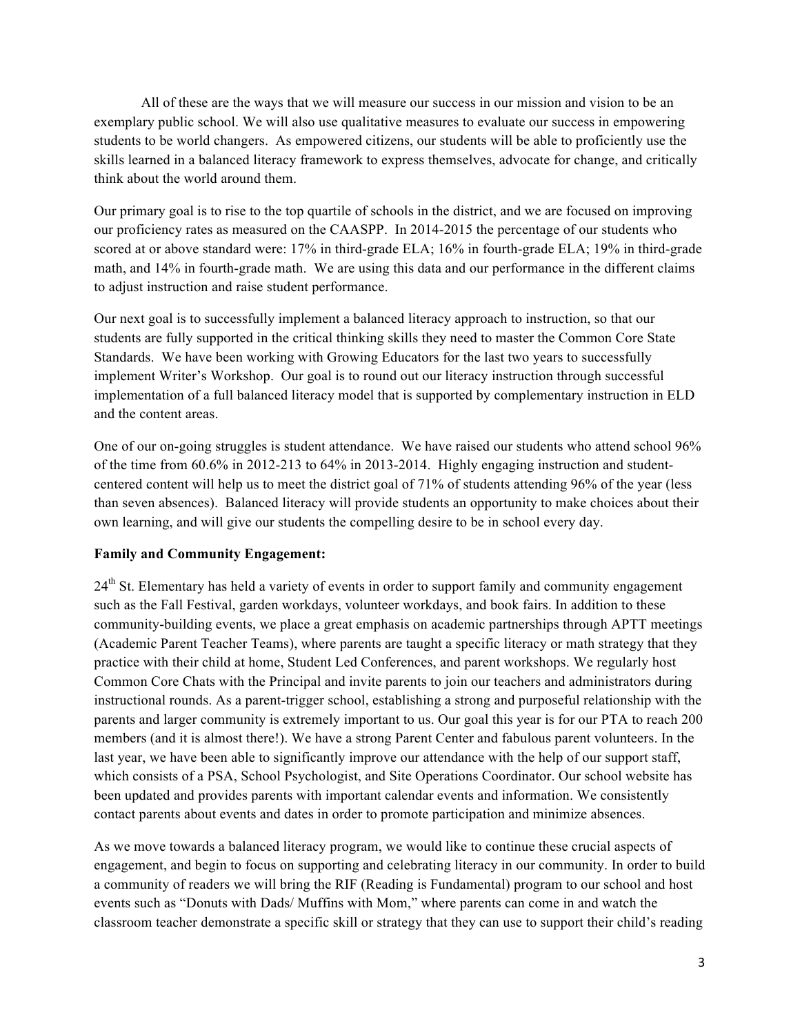All of these are the ways that we will measure our success in our mission and vision to be an exemplary public school. We will also use qualitative measures to evaluate our success in empowering students to be world changers. As empowered citizens, our students will be able to proficiently use the skills learned in a balanced literacy framework to express themselves, advocate for change, and critically think about the world around them.

Our primary goal is to rise to the top quartile of schools in the district, and we are focused on improving our proficiency rates as measured on the CAASPP. In 2014-2015 the percentage of our students who scored at or above standard were: 17% in third-grade ELA; 16% in fourth-grade ELA; 19% in third-grade math, and 14% in fourth-grade math. We are using this data and our performance in the different claims to adjust instruction and raise student performance.

Our next goal is to successfully implement a balanced literacy approach to instruction, so that our students are fully supported in the critical thinking skills they need to master the Common Core State Standards. We have been working with Growing Educators for the last two years to successfully implement Writer's Workshop. Our goal is to round out our literacy instruction through successful implementation of a full balanced literacy model that is supported by complementary instruction in ELD and the content areas.

One of our on-going struggles is student attendance. We have raised our students who attend school 96% of the time from 60.6% in 2012-213 to 64% in 2013-2014. Highly engaging instruction and student-centered content will help us to meet the district goal of 71% of students attending 96% of the year (less than seven absences). Balanced literacy will provide students an opportunity to make choices about their own learning, and will give our students the compelling desire to be in school every day.

**Family and Community Engagement:**

24th St. Elementary has held a variety of events in order to support family and community engagement such as the Fall Festival, garden workdays, volunteer workdays, and book fairs. In addition to these community-building events, we place a great emphasis on academic partnerships through APTT meetings (Academic Parent Teacher Teams), where parents are taught a specific literacy or math strategy that they practice with their child at home, Student Led Conferences, and parent workshops. We regularly host Common Core Chats with the Principal and invite parents to join our teachers and administrators during instructional rounds. As a parent-trigger school, establishing a strong and purposeful relationship with the parents and larger community is extremely important to us. Our goal this year is for our PTA to reach 200 members (and it is almost there!). We have a strong Parent Center and fabulous parent volunteers. In the last year, we have been able to significantly improve our attendance with the help of our support staff, which consists of a PSA, School Psychologist, and Site Operations Coordinator. Our school website has been updated and provides parents with important calendar events and information. We consistently contact parents about events and dates in order to promote participation and minimize absences.

As we move towards a balanced literacy program, we would like to continue these crucial aspects of engagement, and begin to focus on supporting and celebrating literacy in our community. In order to build a community of readers we will bring the RIF (Reading is Fundamental) program to our school and host events such as "Donuts with Dads/ Muffins with Mom," where parents can come in and watch the classroom teacher demonstrate a specific skill or strategy that they can use to support their child's reading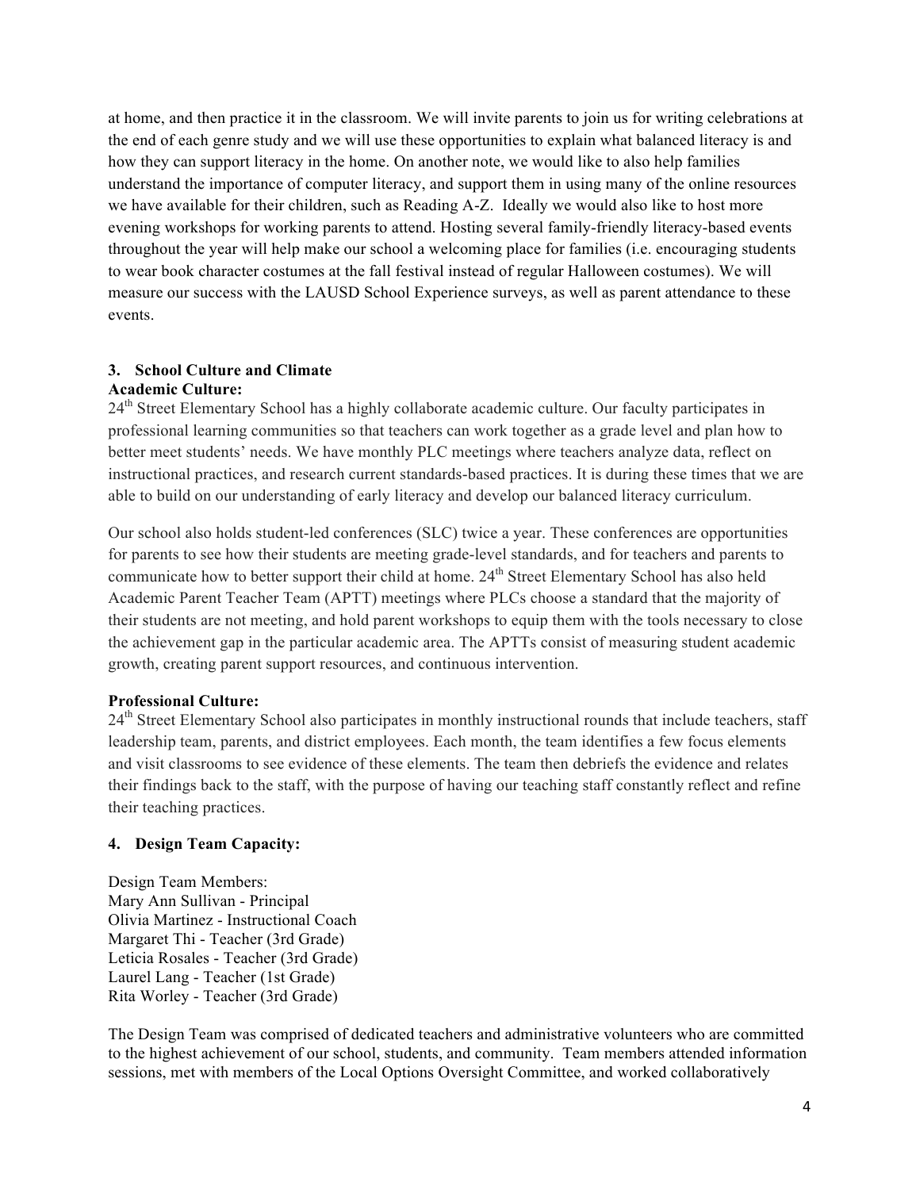at home, and then practice it in the classroom. We will invite parents to join us for writing celebrations at the end of each genre study and we will use these opportunities to explain what balanced literacy is and how they can support literacy in the home. On another note, we would like to also help families understand the importance of computer literacy, and support them in using many of the online resources we have available for their children, such as Reading A-Z. Ideally we would also like to host more evening workshops for working parents to attend. Hosting several family-friendly literacy-based events throughout the year will help make our school a welcoming place for families (i.e. encouraging students to wear book character costumes at the fall festival instead of regular Halloween costumes). We will measure our success with the LAUSD School Experience surveys, as well as parent attendance to these events.

### 3. School Culture and Climate

**Academic Culture:**

24th Street Elementary School has a highly collaborate academic culture. Our faculty participates in professional learning communities so that teachers can work together as a grade level and plan how to better meet students' needs. We have monthly PLC meetings where teachers analyze data, reflect on instructional practices, and research current standards-based practices. It is during these times that we are able to build on our understanding of early literacy and develop our balanced literacy curriculum.

Our school also holds student-led conferences (SLC) twice a year. These conferences are opportunities for parents to see how their students are meeting grade-level standards, and for teachers and parents to communicate how to better support their child at home. 24th Street Elementary School has also held Academic Parent Teacher Team (APTT) meetings where PLCs choose a standard that the majority of their students are not meeting, and hold parent workshops to equip them with the tools necessary to close the achievement gap in the particular academic area. The APTTs consist of measuring student academic growth, creating parent support resources, and continuous intervention.

**Professional Culture:**

24th Street Elementary School also participates in monthly instructional rounds that include teachers, staff leadership team, parents, and district employees. Each month, the team identifies a few focus elements and visit classrooms to see evidence of these elements. The team then debriefs the evidence and relates their findings back to the staff, with the purpose of having our teaching staff constantly reflect and refine their teaching practices.

### 4. Design Team Capacity:

Design Team Members:
Mary Ann Sullivan - Principal
Olivia Martinez - Instructional Coach
Margaret Thi - Teacher (3rd Grade)
Leticia Rosales - Teacher (3rd Grade)
Laurel Lang - Teacher (1st Grade)
Rita Worley - Teacher (3rd Grade)

The Design Team was comprised of dedicated teachers and administrative volunteers who are committed to the highest achievement of our school, students, and community. Team members attended information sessions, met with members of the Local Options Oversight Committee, and worked collaboratively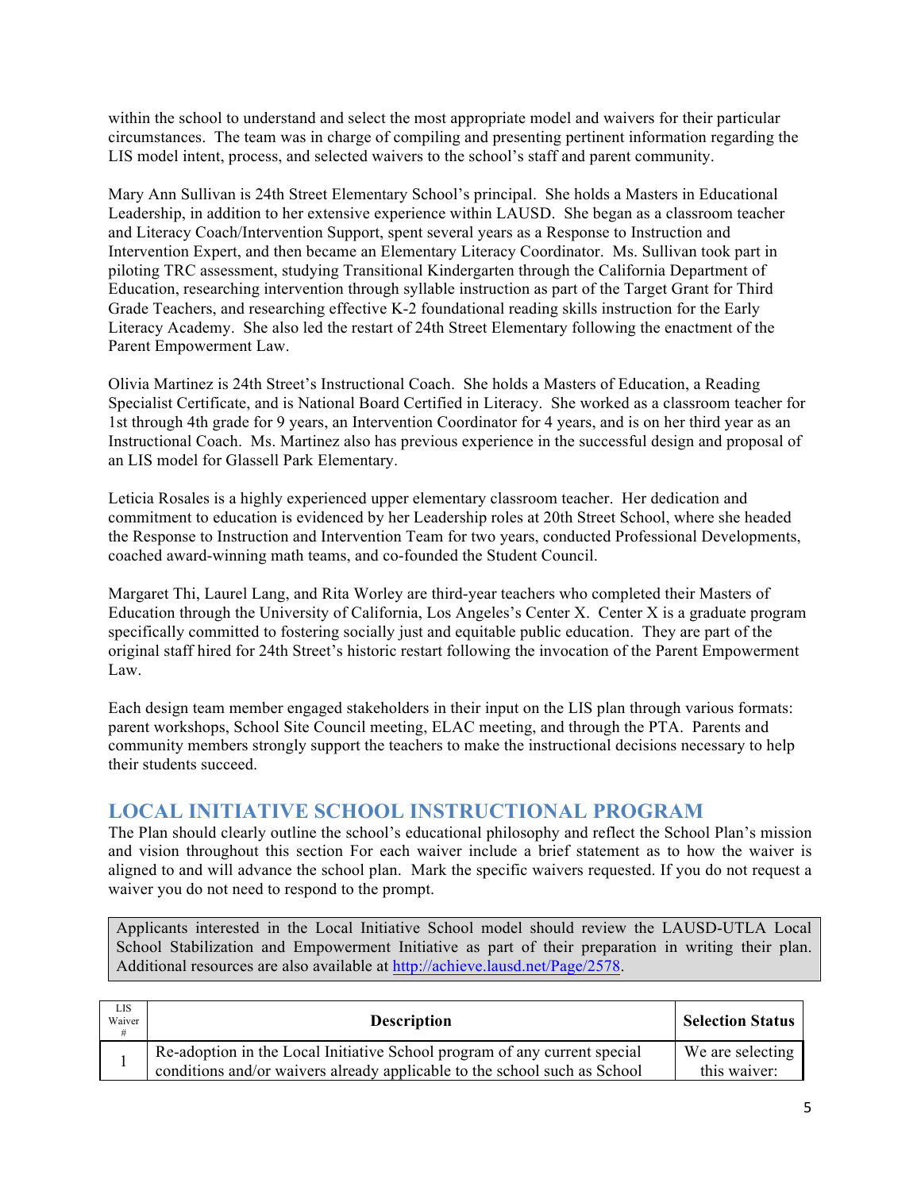within the school to understand and select the most appropriate model and waivers for their particular circumstances. The team was in charge of compiling and presenting pertinent information regarding the LIS model intent, process, and selected waivers to the school's staff and parent community.

Mary Ann Sullivan is 24th Street Elementary School's principal. She holds a Masters in Educational Leadership, in addition to her extensive experience within LAUSD. She began as a classroom teacher and Literacy Coach/Intervention Support, spent several years as a Response to Instruction and Intervention Expert, and then became an Elementary Literacy Coordinator. Ms. Sullivan took part in piloting TRC assessment, studying Transitional Kindergarten through the California Department of Education, researching intervention through syllable instruction as part of the Target Grant for Third Grade Teachers, and researching effective K-2 foundational reading skills instruction for the Early Literacy Academy. She also led the restart of 24th Street Elementary following the enactment of the Parent Empowerment Law.

Olivia Martinez is 24th Street's Instructional Coach. She holds a Masters of Education, a Reading Specialist Certificate, and is National Board Certified in Literacy. She worked as a classroom teacher for 1st through 4th grade for 9 years, an Intervention Coordinator for 4 years, and is on her third year as an Instructional Coach. Ms. Martinez also has previous experience in the successful design and proposal of an LIS model for Glassell Park Elementary.

Leticia Rosales is a highly experienced upper elementary classroom teacher. Her dedication and commitment to education is evidenced by her Leadership roles at 20th Street School, where she headed the Response to Instruction and Intervention Team for two years, conducted Professional Developments, coached award-winning math teams, and co-founded the Student Council.

Margaret Thi, Laurel Lang, and Rita Worley are third-year teachers who completed their Masters of Education through the University of California, Los Angeles's Center X. Center X is a graduate program specifically committed to fostering socially just and equitable public education. They are part of the original staff hired for 24th Street's historic restart following the invocation of the Parent Empowerment Law.

Each design team member engaged stakeholders in their input on the LIS plan through various formats: parent workshops, School Site Council meeting, ELAC meeting, and through the PTA. Parents and community members strongly support the teachers to make the instructional decisions necessary to help their students succeed.

## LOCAL INITIATIVE SCHOOL INSTRUCTIONAL PROGRAM

The Plan should clearly outline the school's educational philosophy and reflect the School Plan's mission and vision throughout this section For each waiver include a brief statement as to how the waiver is aligned to and will advance the school plan. Mark the specific waivers requested. If you do not request a waiver you do not need to respond to the prompt.

> Applicants interested in the Local Initiative School model should review the LAUSD-UTLA Local School Stabilization and Empowerment Initiative as part of their preparation in writing their plan. Additional resources are also available at http://achieve.lausd.net/Page/2578.

| LIS Waiver # | Description | Selection Status |
|---|---|---|
| 1 | Re-adoption in the Local Initiative School program of any current special conditions and/or waivers already applicable to the school such as School | We are selecting this waiver: |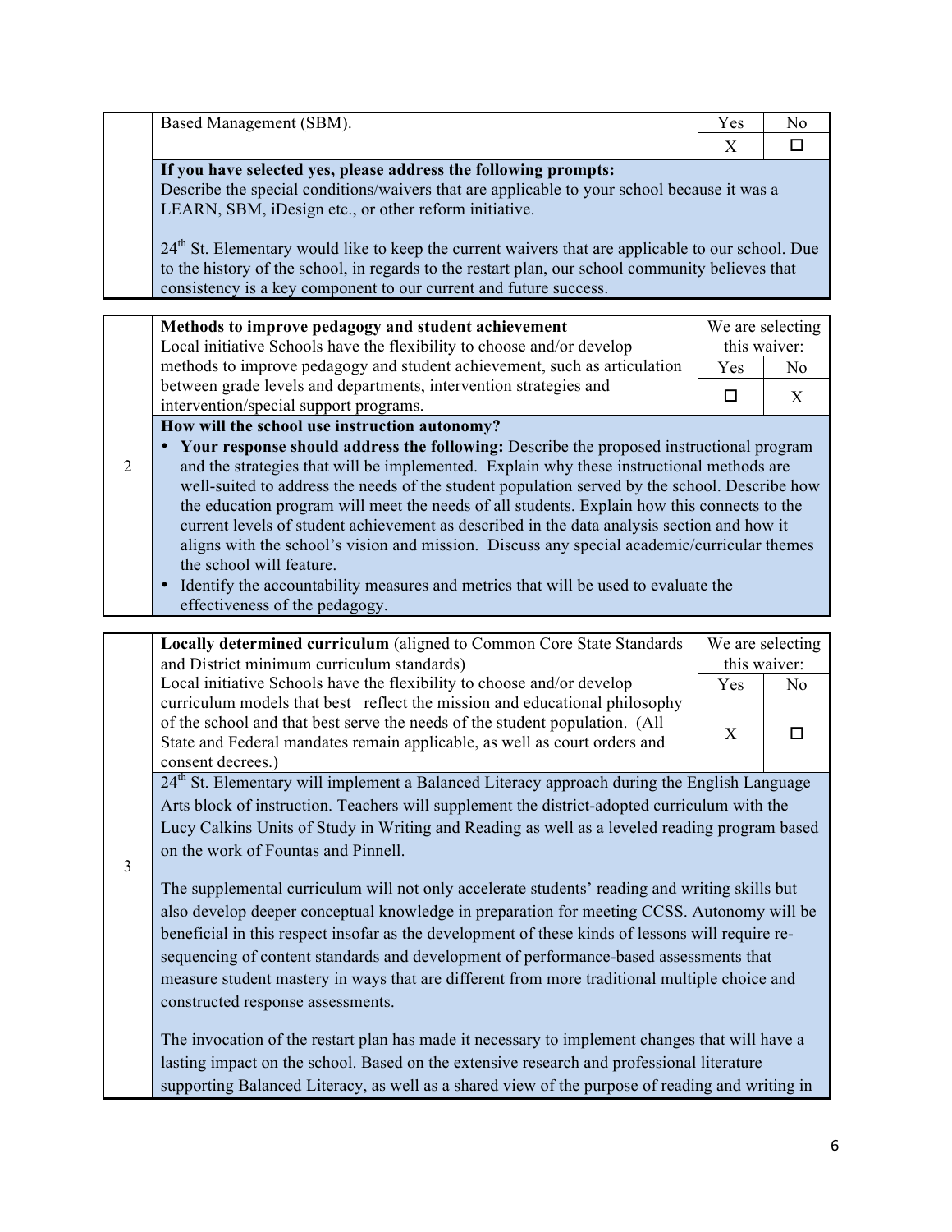| | | | |
|---|---|---|---|
| | Based Management (SBM). | Yes | No |
| | | X | ☐ |
| | **If you have selected yes, please address the following prompts:** Describe the special conditions/waivers that are applicable to your school because it was a LEARN, SBM, iDesign etc., or other reform initiative.<br><br>24th St. Elementary would like to keep the current waivers that are applicable to our school. Due to the history of the school, in regards to the restart plan, our school community believes that consistency is a key component to our current and future success. | | |

| | | We are selecting this waiver: | |
|---|---|---|---|
| 2 | **Methods to improve pedagogy and student achievement** Local initiative Schools have the flexibility to choose and/or develop methods to improve pedagogy and student achievement, such as articulation between grade levels and departments, intervention strategies and intervention/special support programs. | Yes | No |
| | | ☐ | X |
| | **How will the school use instruction autonomy?**<br>• **Your response should address the following:** Describe the proposed instructional program and the strategies that will be implemented. Explain why these instructional methods are well-suited to address the needs of the student population served by the school. Describe how the education program will meet the needs of all students. Explain how this connects to the current levels of student achievement as described in the data analysis section and how it aligns with the school's vision and mission. Discuss any special academic/curricular themes the school will feature.<br>• Identify the accountability measures and metrics that will be used to evaluate the effectiveness of the pedagogy. | | |

| | | We are selecting this waiver: | |
|---|---|---|---|
| 3 | **Locally determined curriculum** (aligned to Common Core State Standards and District minimum curriculum standards) Local initiative Schools have the flexibility to choose and/or develop curriculum models that best reflect the mission and educational philosophy of the school and that best serve the needs of the student population. (All State and Federal mandates remain applicable, as well as court orders and consent decrees.) | Yes | No |
| | | X | ☐ |
| | 24th St. Elementary will implement a Balanced Literacy approach during the English Language Arts block of instruction. Teachers will supplement the district-adopted curriculum with the Lucy Calkins Units of Study in Writing and Reading as well as a leveled reading program based on the work of Fountas and Pinnell.<br><br>The supplemental curriculum will not only accelerate students' reading and writing skills but also develop deeper conceptual knowledge in preparation for meeting CCSS. Autonomy will be beneficial in this respect insofar as the development of these kinds of lessons will require re-sequencing of content standards and development of performance-based assessments that measure student mastery in ways that are different from more traditional multiple choice and constructed response assessments.<br><br>The invocation of the restart plan has made it necessary to implement changes that will have a lasting impact on the school. Based on the extensive research and professional literature supporting Balanced Literacy, as well as a shared view of the purpose of reading and writing in | | |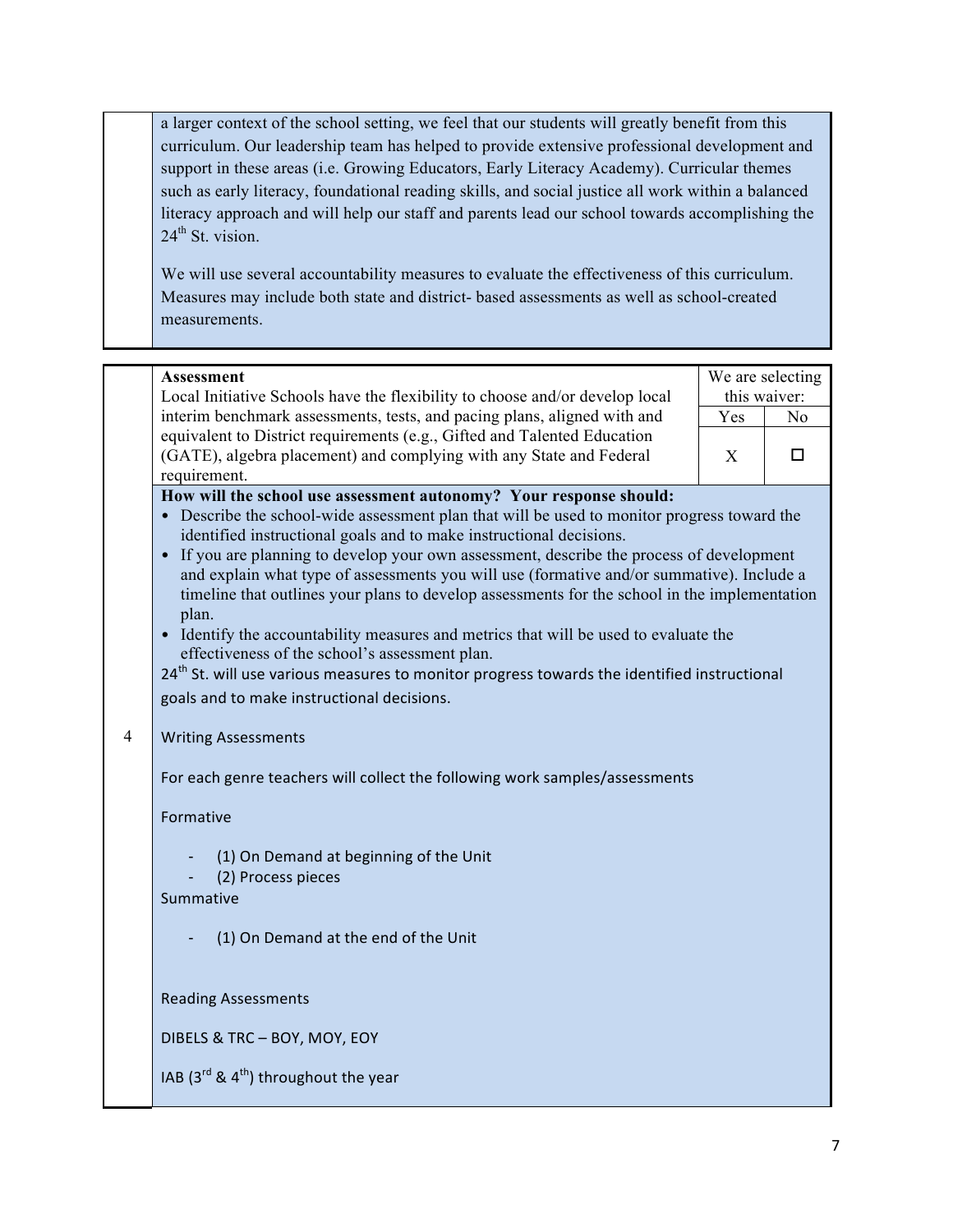a larger context of the school setting, we feel that our students will greatly benefit from this curriculum. Our leadership team has helped to provide extensive professional development and support in these areas (i.e. Growing Educators, Early Literacy Academy). Curricular themes such as early literacy, foundational reading skills, and social justice all work within a balanced literacy approach and will help our staff and parents lead our school towards accomplishing the 24th St. vision.

We will use several accountability measures to evaluate the effectiveness of this curriculum. Measures may include both state and district- based assessments as well as school-created measurements.

| 4 | **Assessment** Local Initiative Schools have the flexibility to choose and/or develop local interim benchmark assessments, tests, and pacing plans, aligned with and equivalent to District requirements (e.g., Gifted and Talented Education (GATE), algebra placement) and complying with any State and Federal requirement. | We are selecting this waiver: | |
|---|---|---|---|
| | | Yes | No |
| | | X | ☐ |

**How will the school use assessment autonomy? Your response should:**

- Describe the school-wide assessment plan that will be used to monitor progress toward the identified instructional goals and to make instructional decisions.
- If you are planning to develop your own assessment, describe the process of development and explain what type of assessments you will use (formative and/or summative). Include a timeline that outlines your plans to develop assessments for the school in the implementation plan.
- Identify the accountability measures and metrics that will be used to evaluate the effectiveness of the school's assessment plan.

24th St. will use various measures to monitor progress towards the identified instructional goals and to make instructional decisions.

Writing Assessments

For each genre teachers will collect the following work samples/assessments

Formative

- (1) On Demand at beginning of the Unit
- (2) Process pieces

Summative

- (1) On Demand at the end of the Unit

Reading Assessments

DIBELS & TRC – BOY, MOY, EOY

IAB (3rd & 4th) throughout the year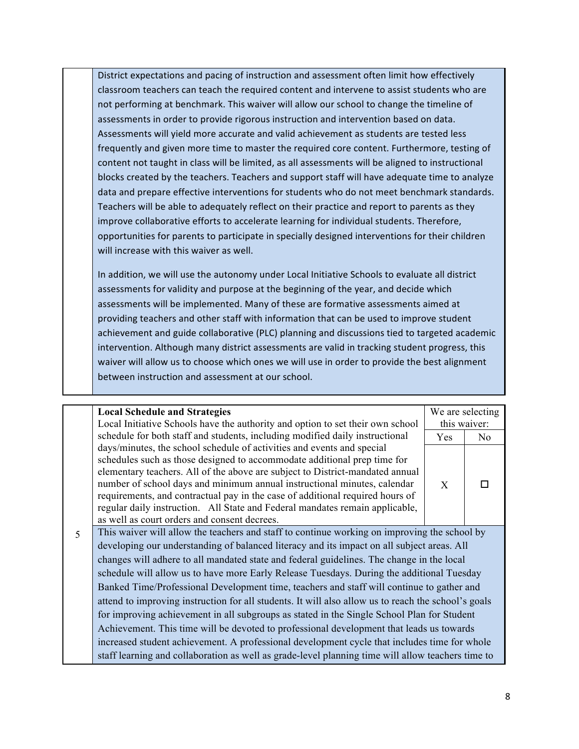District expectations and pacing of instruction and assessment often limit how effectively classroom teachers can teach the required content and intervene to assist students who are not performing at benchmark. This waiver will allow our school to change the timeline of assessments in order to provide rigorous instruction and intervention based on data. Assessments will yield more accurate and valid achievement as students are tested less frequently and given more time to master the required core content. Furthermore, testing of content not taught in class will be limited, as all assessments will be aligned to instructional blocks created by the teachers. Teachers and support staff will have adequate time to analyze data and prepare effective interventions for students who do not meet benchmark standards. Teachers will be able to adequately reflect on their practice and report to parents as they improve collaborative efforts to accelerate learning for individual students. Therefore, opportunities for parents to participate in specially designed interventions for their children will increase with this waiver as well.

In addition, we will use the autonomy under Local Initiative Schools to evaluate all district assessments for validity and purpose at the beginning of the year, and decide which assessments will be implemented. Many of these are formative assessments aimed at providing teachers and other staff with information that can be used to improve student achievement and guide collaborative (PLC) planning and discussions tied to targeted academic intervention. Although many district assessments are valid in tracking student progress, this waiver will allow us to choose which ones we will use in order to provide the best alignment between instruction and assessment at our school.

| 5 | **Local Schedule and Strategies**<br>Local Initiative Schools have the authority and option to set their own school schedule for both staff and students, including modified daily instructional days/minutes, the school schedule of activities and events and special schedules such as those designed to accommodate additional prep time for elementary teachers. All of the above are subject to District-mandated annual number of school days and minimum annual instructional minutes, calendar requirements, and contractual pay in the case of additional required hours of regular daily instruction. All State and Federal mandates remain applicable, as well as court orders and consent decrees. | We are selecting this waiver: Yes | No |
|---|---|---|---|
| | | X | ☐ |

This waiver will allow the teachers and staff to continue working on improving the school by developing our understanding of balanced literacy and its impact on all subject areas. All changes will adhere to all mandated state and federal guidelines. The change in the local schedule will allow us to have more Early Release Tuesdays. During the additional Tuesday Banked Time/Professional Development time, teachers and staff will continue to gather and attend to improving instruction for all students. It will also allow us to reach the school's goals for improving achievement in all subgroups as stated in the Single School Plan for Student Achievement. This time will be devoted to professional development that leads us towards increased student achievement. A professional development cycle that includes time for whole staff learning and collaboration as well as grade-level planning time will allow teachers time to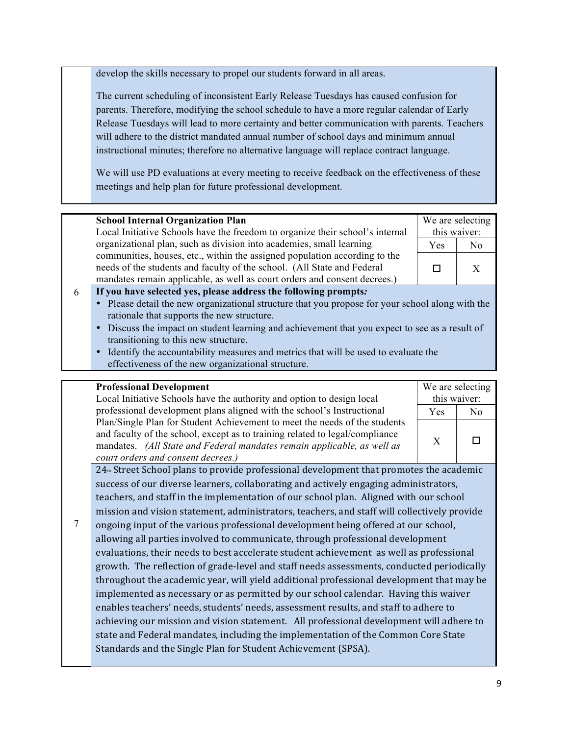develop the skills necessary to propel our students forward in all areas.

The current scheduling of inconsistent Early Release Tuesdays has caused confusion for parents. Therefore, modifying the school schedule to have a more regular calendar of Early Release Tuesdays will lead to more certainty and better communication with parents. Teachers will adhere to the district mandated annual number of school days and minimum annual instructional minutes; therefore no alternative language will replace contract language.

We will use PD evaluations at every meeting to receive feedback on the effectiveness of these meetings and help plan for future professional development.

| 6 | **School Internal Organization Plan**<br>Local Initiative Schools have the freedom to organize their school's internal organizational plan, such as division into academies, small learning communities, houses, etc., within the assigned population according to the needs of the students and faculty of the school. (All State and Federal mandates remain applicable, as well as court orders and consent decrees.) | We are selecting this waiver: Yes ☐ | No X |
|---|---|---|---|

**If you have selected yes, please address the following prompts:**

- Please detail the new organizational structure that you propose for your school along with the rationale that supports the new structure.
- Discuss the impact on student learning and achievement that you expect to see as a result of transitioning to this new structure.
- Identify the accountability measures and metrics that will be used to evaluate the effectiveness of the new organizational structure.

| 7 | **Professional Development**<br>Local Initiative Schools have the authority and option to design local professional development plans aligned with the school's Instructional Plan/Single Plan for Student Achievement to meet the needs of the students and faculty of the school, except as to training related to legal/compliance mandates. *(All State and Federal mandates remain applicable, as well as court orders and consent decrees.)* | We are selecting this waiver: Yes X | No ☐ |
|---|---|---|---|

24th Street School plans to provide professional development that promotes the academic success of our diverse learners, collaborating and actively engaging administrators, teachers, and staff in the implementation of our school plan. Aligned with our school mission and vision statement, administrators, teachers, and staff will collectively provide ongoing input of the various professional development being offered at our school, allowing all parties involved to communicate, through professional development evaluations, their needs to best accelerate student achievement as well as professional growth. The reflection of grade-level and staff needs assessments, conducted periodically throughout the academic year, will yield additional professional development that may be implemented as necessary or as permitted by our school calendar. Having this waiver enables teachers' needs, students' needs, assessment results, and staff to adhere to achieving our mission and vision statement. All professional development will adhere to state and Federal mandates, including the implementation of the Common Core State Standards and the Single Plan for Student Achievement (SPSA).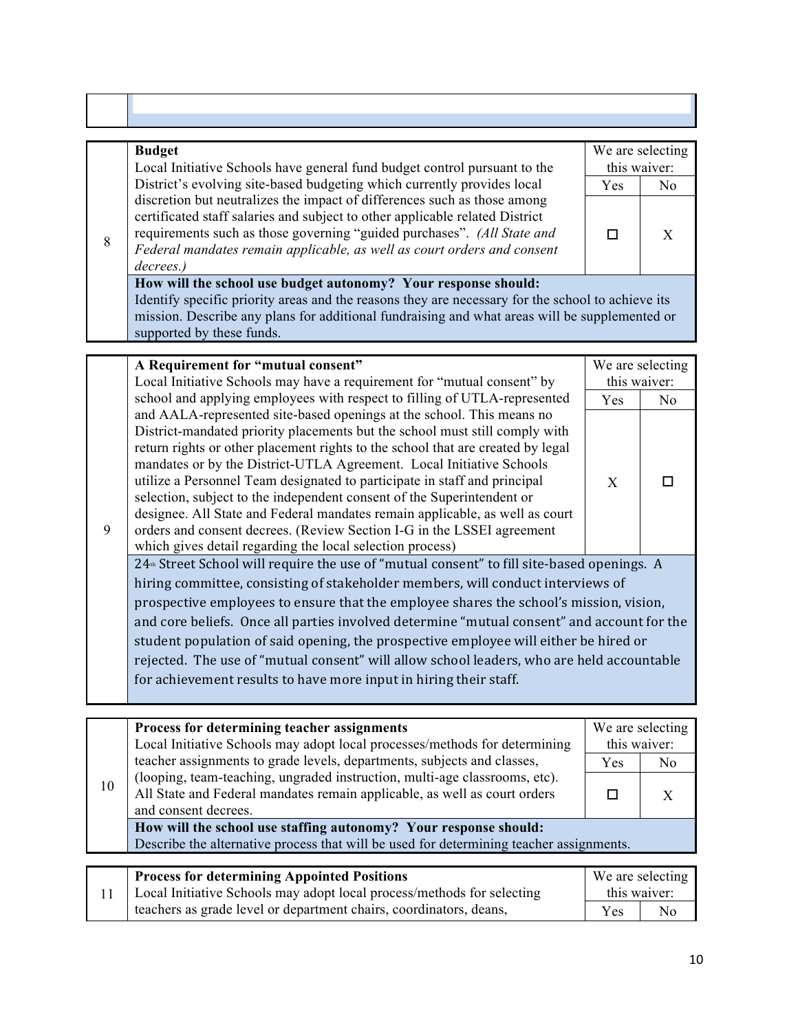| 8 | **Budget**<br>Local Initiative Schools have general fund budget control pursuant to the District's evolving site-based budgeting which currently provides local discretion but neutralizes the impact of differences such as those among certificated staff salaries and subject to other applicable related District requirements such as those governing "guided purchases". *(All State and Federal mandates remain applicable, as well as court orders and consent decrees.)* | We are selecting this waiver: | |
|---|---|---|---|
| | | Yes | No |
| | | ☐ | X |
| | **How will the school use budget autonomy? Your response should:**<br>Identify specific priority areas and the reasons they are necessary for the school to achieve its mission. Describe any plans for additional fundraising and what areas will be supplemented or supported by these funds. | | |

| 9 | **A Requirement for "mutual consent"**<br>Local Initiative Schools may have a requirement for "mutual consent" by school and applying employees with respect to filling of UTLA-represented and AALA-represented site-based openings at the school. This means no District-mandated priority placements but the school must still comply with return rights or other placement rights to the school that are created by legal mandates or by the District-UTLA Agreement. Local Initiative Schools utilize a Personnel Team designated to participate in staff and principal selection, subject to the independent consent of the Superintendent or designee. All State and Federal mandates remain applicable, as well as court orders and consent decrees. (Review Section I-G in the LSSEI agreement which gives detail regarding the local selection process) | We are selecting this waiver: | |
|---|---|---|---|
| | | Yes | No |
| | | X | ☐ |
| | 24th Street School will require the use of "mutual consent" to fill site-based openings. A hiring committee, consisting of stakeholder members, will conduct interviews of prospective employees to ensure that the employee shares the school's mission, vision, and core beliefs. Once all parties involved determine "mutual consent" and account for the student population of said opening, the prospective employee will either be hired or rejected. The use of "mutual consent" will allow school leaders, who are held accountable for achievement results to have more input in hiring their staff. | | |

| 10 | **Process for determining teacher assignments**<br>Local Initiative Schools may adopt local processes/methods for determining teacher assignments to grade levels, departments, subjects and classes, (looping, team-teaching, ungraded instruction, multi-age classrooms, etc). All State and Federal mandates remain applicable, as well as court orders and consent decrees. | We are selecting this waiver: | |
|---|---|---|---|
| | | Yes | No |
| | | ☐ | X |
| | **How will the school use staffing autonomy? Your response should:**<br>Describe the alternative process that will be used for determining teacher assignments. | | |

| 11 | **Process for determining Appointed Positions**<br>Local Initiative Schools may adopt local process/methods for selecting teachers as grade level or department chairs, coordinators, deans, | We are selecting this waiver: | |
|---|---|---|---|
| | | Yes | No |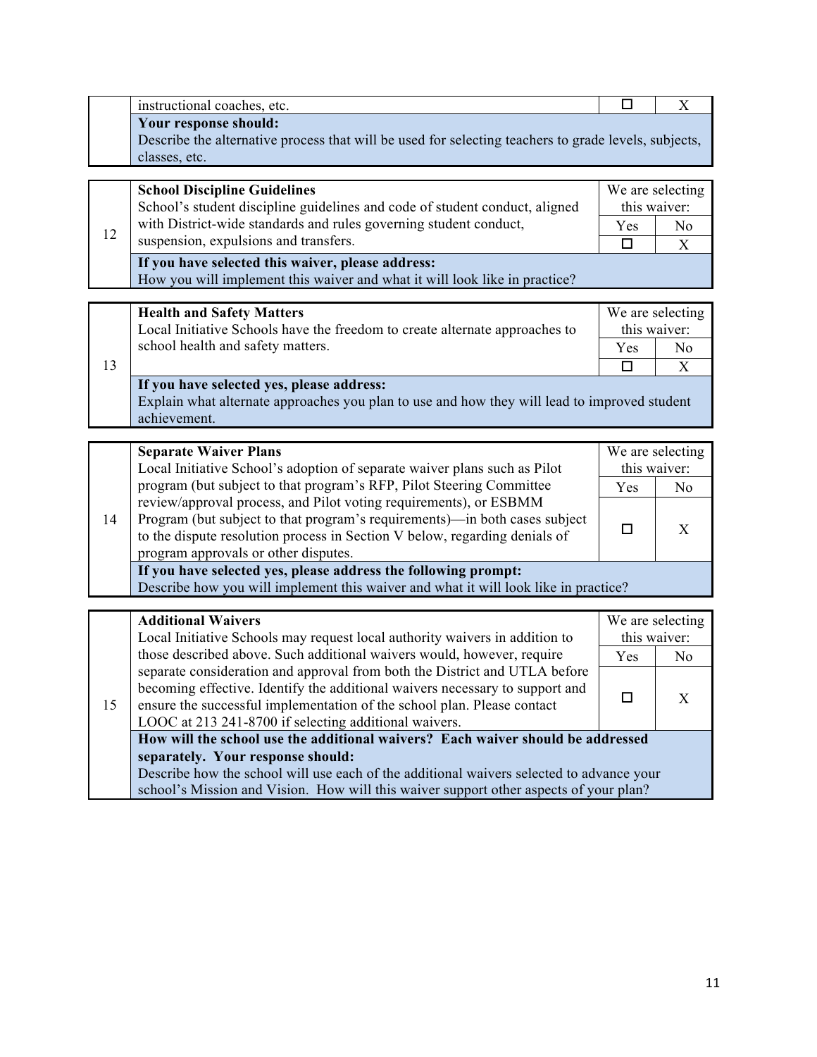| | | | |
|---|---|---|---|
| | instructional coaches, etc. | ☐ | X |
| | **Your response should:**<br>Describe the alternative process that will be used for selecting teachers to grade levels, subjects, classes, etc. | | |

| | | We are selecting this waiver: | |
|---|---|---|---|
| | | Yes | No |
| 12 | **School Discipline Guidelines**<br>School's student discipline guidelines and code of student conduct, aligned with District-wide standards and rules governing student conduct, suspension, expulsions and transfers. | ☐ | X |
| | **If you have selected this waiver, please address:**<br>How you will implement this waiver and what it will look like in practice? | | |

| | | We are selecting this waiver: | |
|---|---|---|---|
| | | Yes | No |
| 13 | **Health and Safety Matters**<br>Local Initiative Schools have the freedom to create alternate approaches to school health and safety matters. | ☐ | X |
| | **If you have selected yes, please address:**<br>Explain what alternate approaches you plan to use and how they will lead to improved student achievement. | | |

| | | We are selecting this waiver: | |
|---|---|---|---|
| | | Yes | No |
| 14 | **Separate Waiver Plans**<br>Local Initiative School's adoption of separate waiver plans such as Pilot program (but subject to that program's RFP, Pilot Steering Committee review/approval process, and Pilot voting requirements), or ESBMM Program (but subject to that program's requirements)—in both cases subject to the dispute resolution process in Section V below, regarding denials of program approvals or other disputes. | ☐ | X |
| | **If you have selected yes, please address the following prompt:**<br>Describe how you will implement this waiver and what it will look like in practice? | | |

| | | We are selecting this waiver: | |
|---|---|---|---|
| | | Yes | No |
| 15 | **Additional Waivers**<br>Local Initiative Schools may request local authority waivers in addition to those described above. Such additional waivers would, however, require separate consideration and approval from both the District and UTLA before becoming effective. Identify the additional waivers necessary to support and ensure the successful implementation of the school plan. Please contact LOOC at 213 241-8700 if selecting additional waivers. | ☐ | X |
| | **How will the school use the additional waivers? Each waiver should be addressed separately. Your response should:**<br>Describe how the school will use each of the additional waivers selected to advance your school's Mission and Vision. How will this waiver support other aspects of your plan? | | |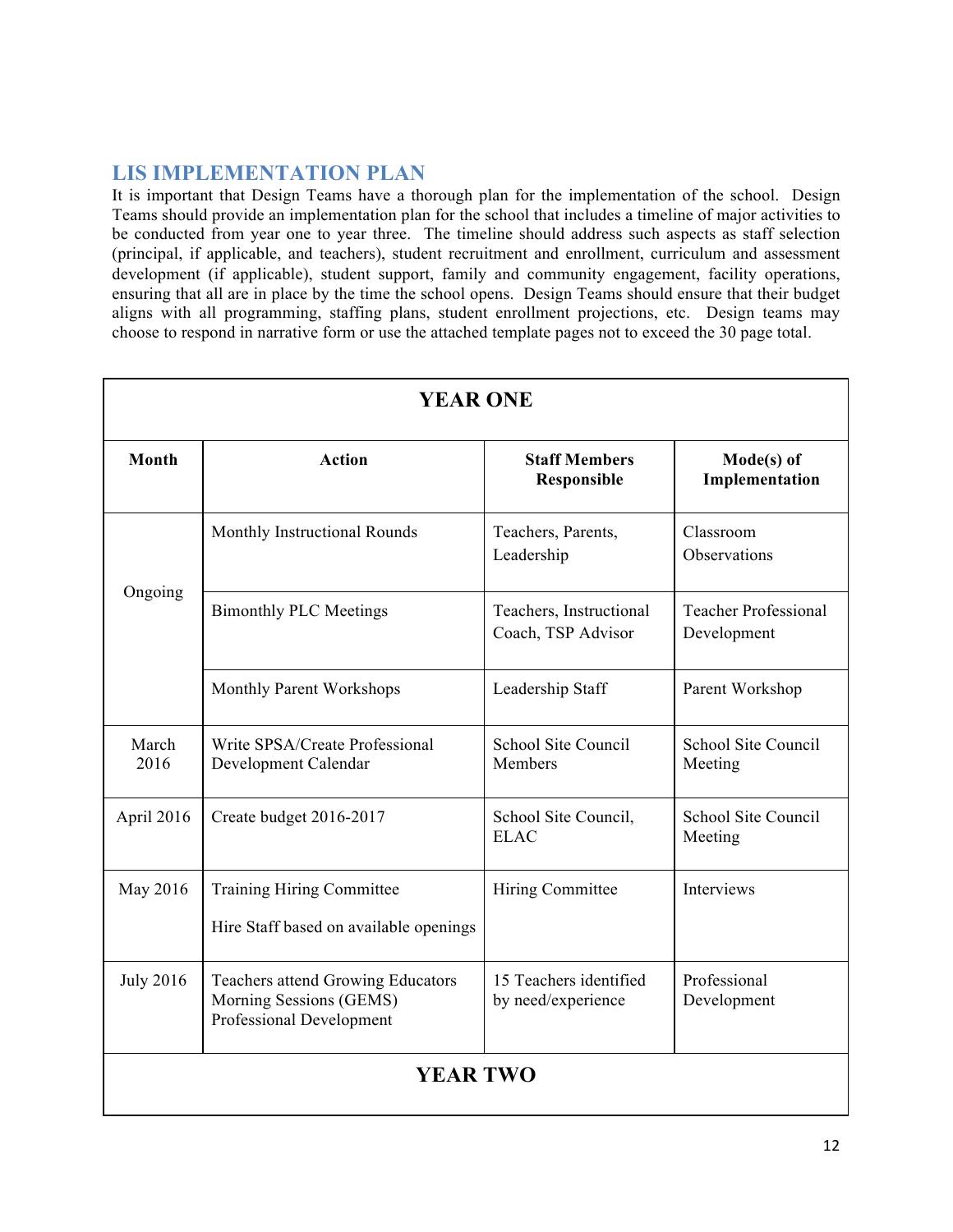## LIS IMPLEMENTATION PLAN

It is important that Design Teams have a thorough plan for the implementation of the school. Design Teams should provide an implementation plan for the school that includes a timeline of major activities to be conducted from year one to year three. The timeline should address such aspects as staff selection (principal, if applicable, and teachers), student recruitment and enrollment, curriculum and assessment development (if applicable), student support, family and community engagement, facility operations, ensuring that all are in place by the time the school opens. Design Teams should ensure that their budget aligns with all programming, staffing plans, student enrollment projections, etc. Design teams may choose to respond in narrative form or use the attached template pages not to exceed the 30 page total.

| **YEAR ONE** | | | |
|---|---|---|---|
| **Month** | **Action** | **Staff Members Responsible** | **Mode(s) of Implementation** |
| Ongoing | Monthly Instructional Rounds | Teachers, Parents, Leadership | Classroom Observations |
| | Bimonthly PLC Meetings | Teachers, Instructional Coach, TSP Advisor | Teacher Professional Development |
| | Monthly Parent Workshops | Leadership Staff | Parent Workshop |
| March 2016 | Write SPSA/Create Professional Development Calendar | School Site Council Members | School Site Council Meeting |
| April 2016 | Create budget 2016-2017 | School Site Council, ELAC | School Site Council Meeting |
| May 2016 | Training Hiring Committee<br><br>Hire Staff based on available openings | Hiring Committee | Interviews |
| July 2016 | Teachers attend Growing Educators Morning Sessions (GEMS) Professional Development | 15 Teachers identified by need/experience | Professional Development |
| **YEAR TWO** | | | |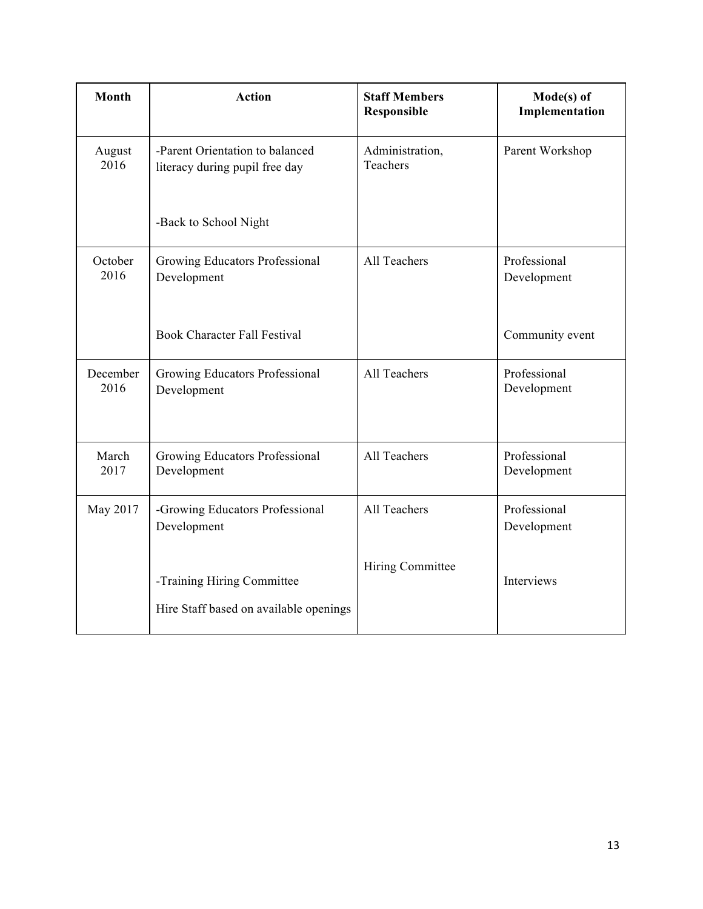| Month | Action | Staff Members Responsible | Mode(s) of Implementation |
|---|---|---|---|
| August 2016 | -Parent Orientation to balanced literacy during pupil free day<br><br>-Back to School Night | Administration, Teachers | Parent Workshop |
| October 2016 | Growing Educators Professional Development<br><br>Book Character Fall Festival | All Teachers | Professional Development<br><br>Community event |
| December 2016 | Growing Educators Professional Development | All Teachers | Professional Development |
| March 2017 | Growing Educators Professional Development | All Teachers | Professional Development |
| May 2017 | -Growing Educators Professional Development<br><br>-Training Hiring Committee<br>Hire Staff based on available openings | All Teachers<br><br>Hiring Committee | Professional Development<br><br>Interviews |